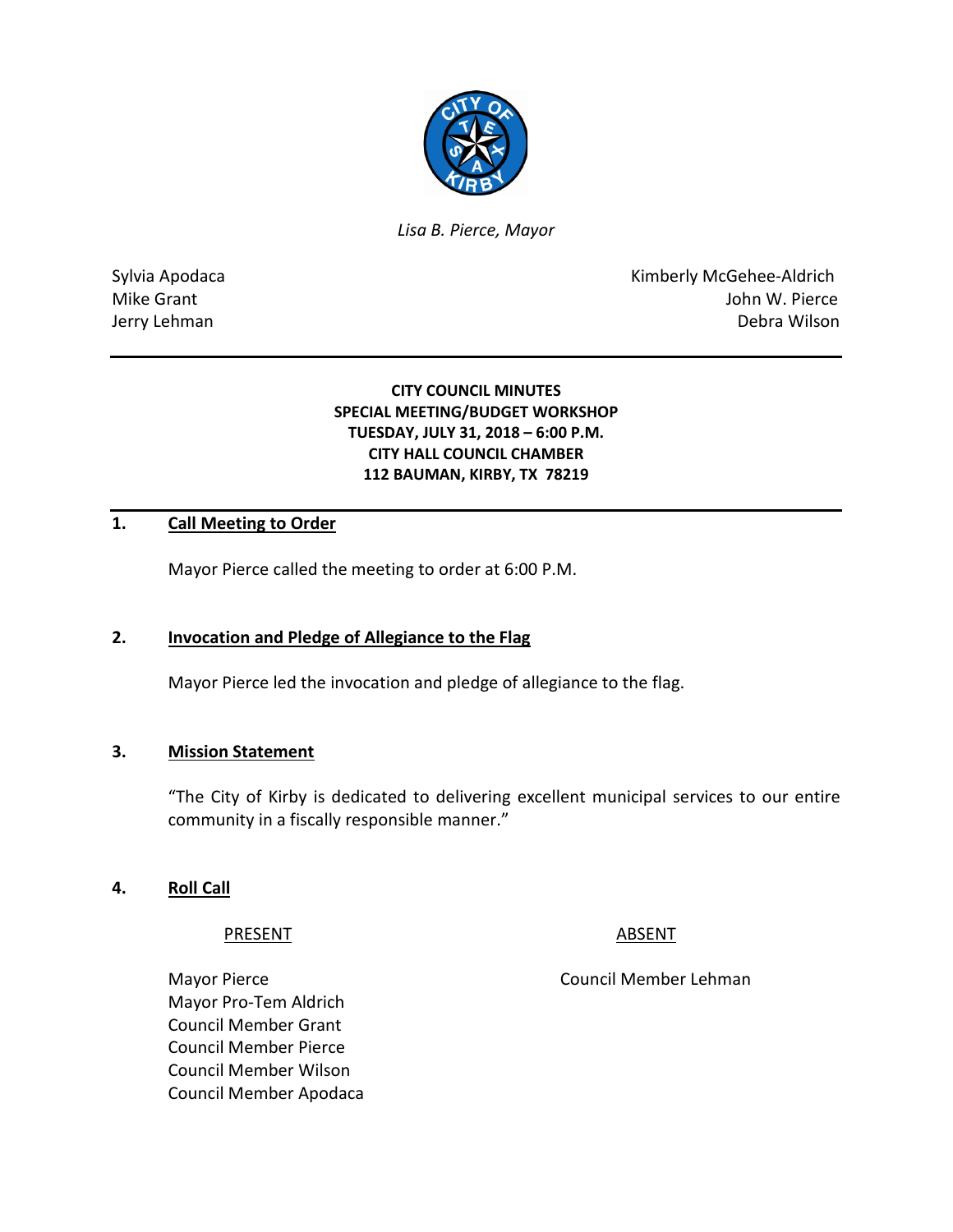*Lisa B. Pierce, Mayor*

Sylvia Apodaca
Mike Grant
Jerry Lehman

Kimberly McGehee-Aldrich
John W. Pierce
Debra Wilson

---

**CITY COUNCIL MINUTES**
**SPECIAL MEETING/BUDGET WORKSHOP**
**TUESDAY, JULY 31, 2018 – 6:00 P.M.**
**CITY HALL COUNCIL CHAMBER**
**112 BAUMAN, KIRBY, TX 78219**

---

## 1. Call Meeting to Order

Mayor Pierce called the meeting to order at 6:00 P.M.

## 2. Invocation and Pledge of Allegiance to the Flag

Mayor Pierce led the invocation and pledge of allegiance to the flag.

## 3. Mission Statement

"The City of Kirby is dedicated to delivering excellent municipal services to our entire community in a fiscally responsible manner."

## 4. Roll Call

| PRESENT | ABSENT |
| --- | --- |
| Mayor Pierce | Council Member Lehman |
| Mayor Pro-Tem Aldrich | |
| Council Member Grant | |
| Council Member Pierce | |
| Council Member Wilson | |
| Council Member Apodaca | |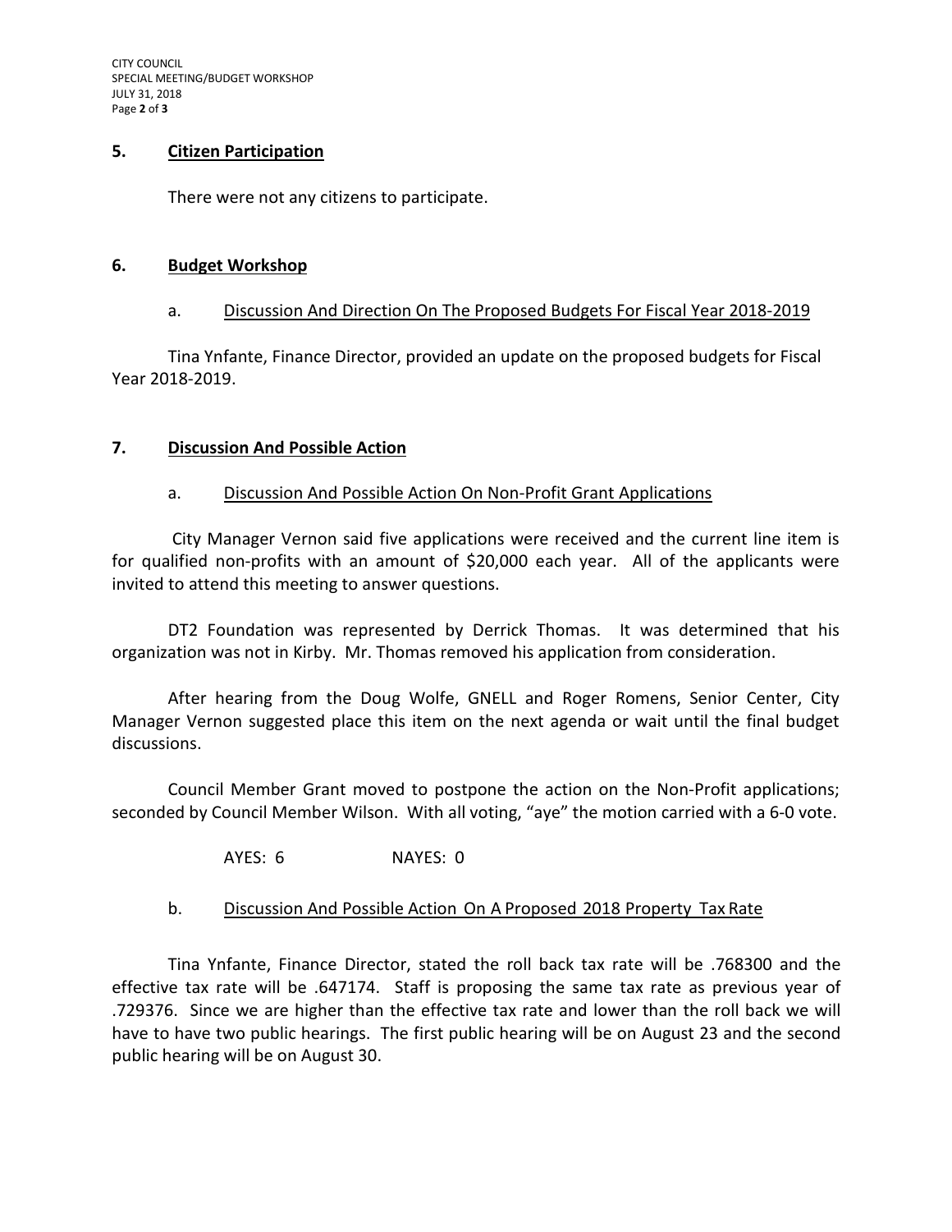## 5. Citizen Participation

There were not any citizens to participate.

## 6. Budget Workshop

### a. Discussion And Direction On The Proposed Budgets For Fiscal Year 2018-2019

Tina Ynfante, Finance Director, provided an update on the proposed budgets for Fiscal Year 2018-2019.

## 7. Discussion And Possible Action

### a. Discussion And Possible Action On Non-Profit Grant Applications

City Manager Vernon said five applications were received and the current line item is for qualified non-profits with an amount of $20,000 each year. All of the applicants were invited to attend this meeting to answer questions.

DT2 Foundation was represented by Derrick Thomas. It was determined that his organization was not in Kirby. Mr. Thomas removed his application from consideration.

After hearing from the Doug Wolfe, GNELL and Roger Romens, Senior Center, City Manager Vernon suggested place this item on the next agenda or wait until the final budget discussions.

Council Member Grant moved to postpone the action on the Non-Profit applications; seconded by Council Member Wilson. With all voting, "aye" the motion carried with a 6-0 vote.

AYES: 6 NAYES: 0

### b. Discussion And Possible Action On A Proposed 2018 Property Tax Rate

Tina Ynfante, Finance Director, stated the roll back tax rate will be .768300 and the effective tax rate will be .647174. Staff is proposing the same tax rate as previous year of .729376. Since we are higher than the effective tax rate and lower than the roll back we will have to have two public hearings. The first public hearing will be on August 23 and the second public hearing will be on August 30.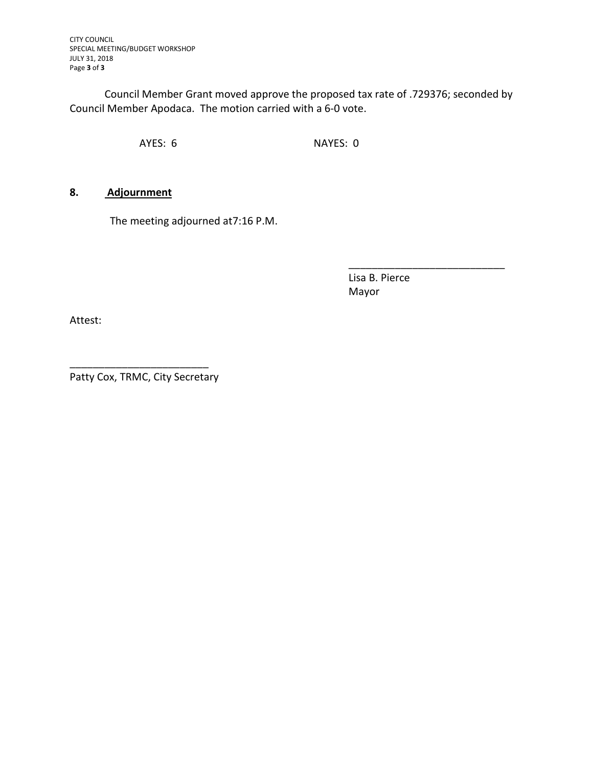Council Member Grant moved approve the proposed tax rate of .729376; seconded by Council Member Apodaca. The motion carried with a 6-0 vote.

AYES: 6 NAYES: 0

## 8. Adjournment

The meeting adjourned at7:16 P.M.

\_\_\_\_\_\_\_\_\_\_\_\_\_\_\_\_\_\_\_\_\_\_\_\_\_\_\_\_
Lisa B. Pierce
Mayor

Attest:

\_\_\_\_\_\_\_\_\_\_\_\_\_\_\_\_\_\_\_\_\_\_\_\_\_
Patty Cox, TRMC, City Secretary